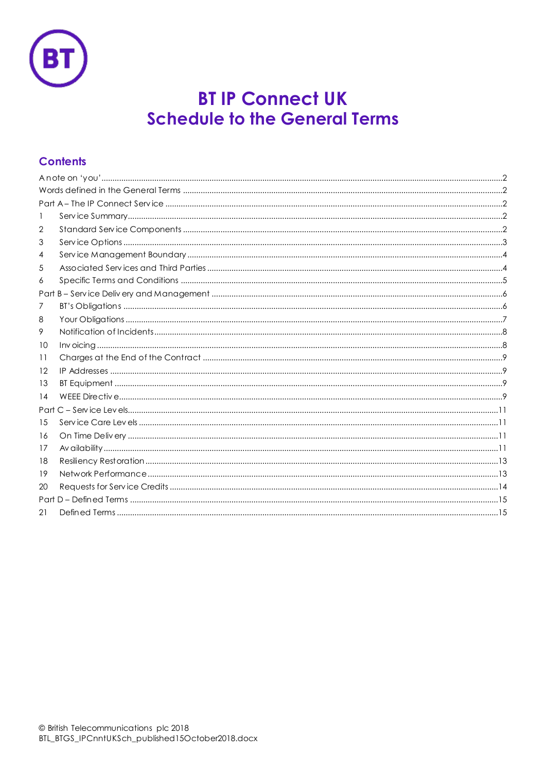# BT IP Connect UK
# Schedule to the General Terms

## Contents

A note on 'you' .....2
Words defined in the General Terms .....2
Part A – The IP Connect Service .....2
1 Service Summary .....2
2 Standard Service Components .....2
3 Service Options .....3
4 Service Management Boundary .....4
5 Associated Services and Third Parties .....4
6 Specific Terms and Conditions .....5
Part B – Service Delivery and Management .....6
7 BT's Obligations .....6
8 Your Obligations .....7
9 Notification of Incidents .....8
10 Invoicing .....8
11 Charges at the End of the Contract .....9
12 IP Addresses .....9
13 BT Equipment .....9
14 WEEE Directive .....9
Part C – Service Levels .....11
15 Service Care Levels .....11
16 On Time Delivery .....11
17 Availability .....11
18 Resiliency Restoration .....13
19 Network Performance .....13
20 Requests for Service Credits .....14
Part D – Defined Terms .....15
21 Defined Terms .....15

© British Telecommunications plc 2018
BTL_BTGS_IPCnntUKSch_published15October2018.docx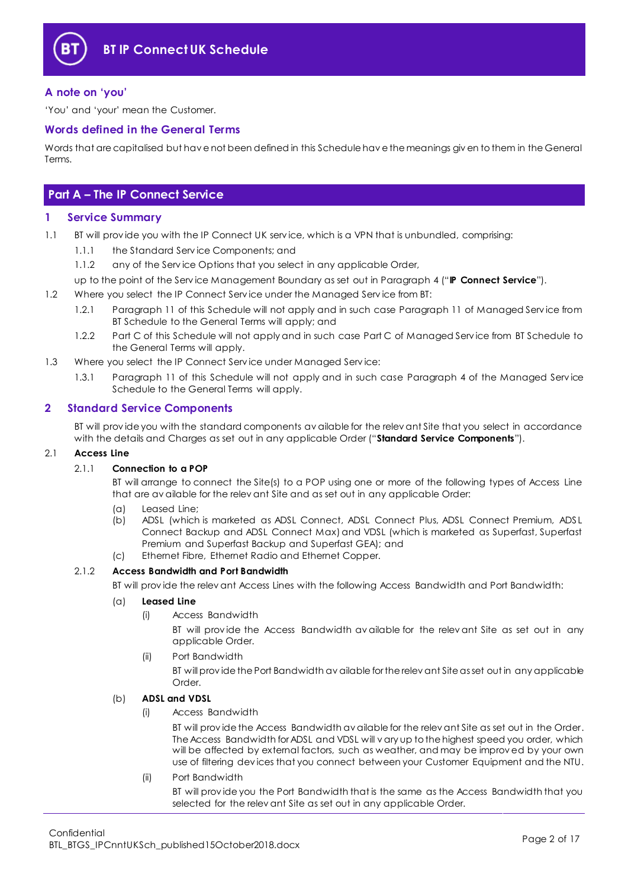## A note on 'you'

'You' and 'your' mean the Customer.

## Words defined in the General Terms

Words that are capitalised but have not been defined in this Schedule have the meanings given to them in the General Terms.

# Part A – The IP Connect Service

## 1 Service Summary

1.1 BT will provide you with the IP Connect UK service, which is a VPN that is unbundled, comprising:

1.1.1 the Standard Service Components; and

1.1.2 any of the Service Options that you select in any applicable Order,

up to the point of the Service Management Boundary as set out in Paragraph 4 ("**IP Connect Service**").

1.2 Where you select the IP Connect Service under the Managed Service from BT:

1.2.1 Paragraph 11 of this Schedule will not apply and in such case Paragraph 11 of Managed Service from BT Schedule to the General Terms will apply; and

1.2.2 Part C of this Schedule will not apply and in such case Part C of Managed Service from BT Schedule to the General Terms will apply.

1.3 Where you select the IP Connect Service under Managed Service:

1.3.1 Paragraph 11 of this Schedule will not apply and in such case Paragraph 4 of the Managed Service Schedule to the General Terms will apply.

## 2 Standard Service Components

BT will provide you with the standard components available for the relevant Site that you select in accordance with the details and Charges as set out in any applicable Order ("**Standard Service Components**").

2.1 **Access Line**

2.1.1 **Connection to a POP**

BT will arrange to connect the Site(s) to a POP using one or more of the following types of Access Line that are available for the relevant Site and as set out in any applicable Order:

(a) Leased Line;

(b) ADSL (which is marketed as ADSL Connect, ADSL Connect Plus, ADSL Connect Premium, ADSL Connect Backup and ADSL Connect Max) and VDSL (which is marketed as Superfast, Superfast Premium and Superfast Backup and Superfast GEA); and

(c) Ethernet Fibre, Ethernet Radio and Ethernet Copper.

2.1.2 **Access Bandwidth and Port Bandwidth**

BT will provide the relevant Access Lines with the following Access Bandwidth and Port Bandwidth:

(a) **Leased Line**

(i) Access Bandwidth

BT will provide the Access Bandwidth available for the relevant Site as set out in any applicable Order.

(ii) Port Bandwidth

BT will provide the Port Bandwidth available for the relevant Site as set out in any applicable Order.

(b) **ADSL and VDSL**

(i) Access Bandwidth

BT will provide the Access Bandwidth available for the relevant Site as set out in the Order. The Access Bandwidth for ADSL and VDSL will vary up to the highest speed you order, which will be affected by external factors, such as weather, and may be improved by your own use of filtering devices that you connect between your Customer Equipment and the NTU.

(ii) Port Bandwidth

BT will provide you the Port Bandwidth that is the same as the Access Bandwidth that you selected for the relevant Site as set out in any applicable Order.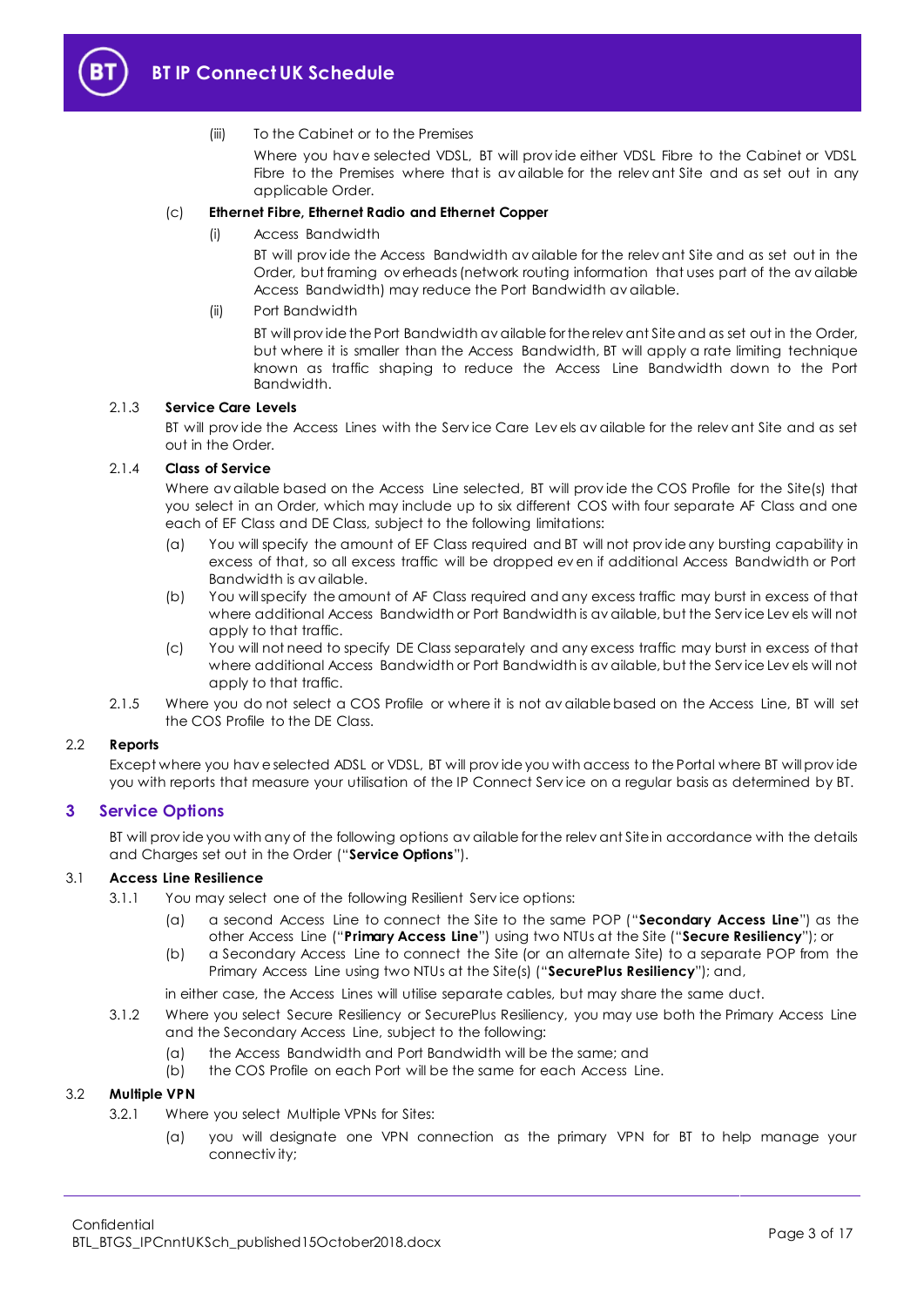(iii) To the Cabinet or to the Premises

Where you have selected VDSL, BT will provide either VDSL Fibre to the Cabinet or VDSL Fibre to the Premises where that is available for the relevant Site and as set out in any applicable Order.

(c) **Ethernet Fibre, Ethernet Radio and Ethernet Copper**

(i) Access Bandwidth

BT will provide the Access Bandwidth available for the relevant Site and as set out in the Order, but framing overheads (network routing information that uses part of the available Access Bandwidth) may reduce the Port Bandwidth available.

(ii) Port Bandwidth

BT will provide the Port Bandwidth available for the relevant Site and as set out in the Order, but where it is smaller than the Access Bandwidth, BT will apply a rate limiting technique known as traffic shaping to reduce the Access Line Bandwidth down to the Port Bandwidth.

### 2.1.3 Service Care Levels

BT will provide the Access Lines with the Service Care Levels available for the relevant Site and as set out in the Order.

### 2.1.4 Class of Service

Where available based on the Access Line selected, BT will provide the COS Profile for the Site(s) that you select in an Order, which may include up to six different COS with four separate AF Class and one each of EF Class and DE Class, subject to the following limitations:

(a) You will specify the amount of EF Class required and BT will not provide any bursting capability in excess of that, so all excess traffic will be dropped even if additional Access Bandwidth or Port Bandwidth is available.

(b) You will specify the amount of AF Class required and any excess traffic may burst in excess of that where additional Access Bandwidth or Port Bandwidth is available, but the Service Levels will not apply to that traffic.

(c) You will not need to specify DE Class separately and any excess traffic may burst in excess of that where additional Access Bandwidth or Port Bandwidth is available, but the Service Levels will not apply to that traffic.

2.1.5 Where you do not select a COS Profile or where it is not available based on the Access Line, BT will set the COS Profile to the DE Class.

### 2.2 Reports

Except where you have selected ADSL or VDSL, BT will provide you with access to the Portal where BT will provide you with reports that measure your utilisation of the IP Connect Service on a regular basis as determined by BT.

## 3 Service Options

BT will provide you with any of the following options available for the relevant Site in accordance with the details and Charges set out in the Order ("**Service Options**").

### 3.1 Access Line Resilience

3.1.1 You may select one of the following Resilient Service options:

(a) a second Access Line to connect the Site to the same POP ("**Secondary Access Line**") as the other Access Line ("**Primary Access Line**") using two NTUs at the Site ("**Secure Resiliency**"); or

(b) a Secondary Access Line to connect the Site (or an alternate Site) to a separate POP from the Primary Access Line using two NTUs at the Site(s) ("**SecurePlus Resiliency**"); and,

in either case, the Access Lines will utilise separate cables, but may share the same duct.

3.1.2 Where you select Secure Resiliency or SecurePlus Resiliency, you may use both the Primary Access Line and the Secondary Access Line, subject to the following:

(a) the Access Bandwidth and Port Bandwidth will be the same; and

(b) the COS Profile on each Port will be the same for each Access Line.

### 3.2 Multiple VPN

3.2.1 Where you select Multiple VPNs for Sites:

(a) you will designate one VPN connection as the primary VPN for BT to help manage your connectivity;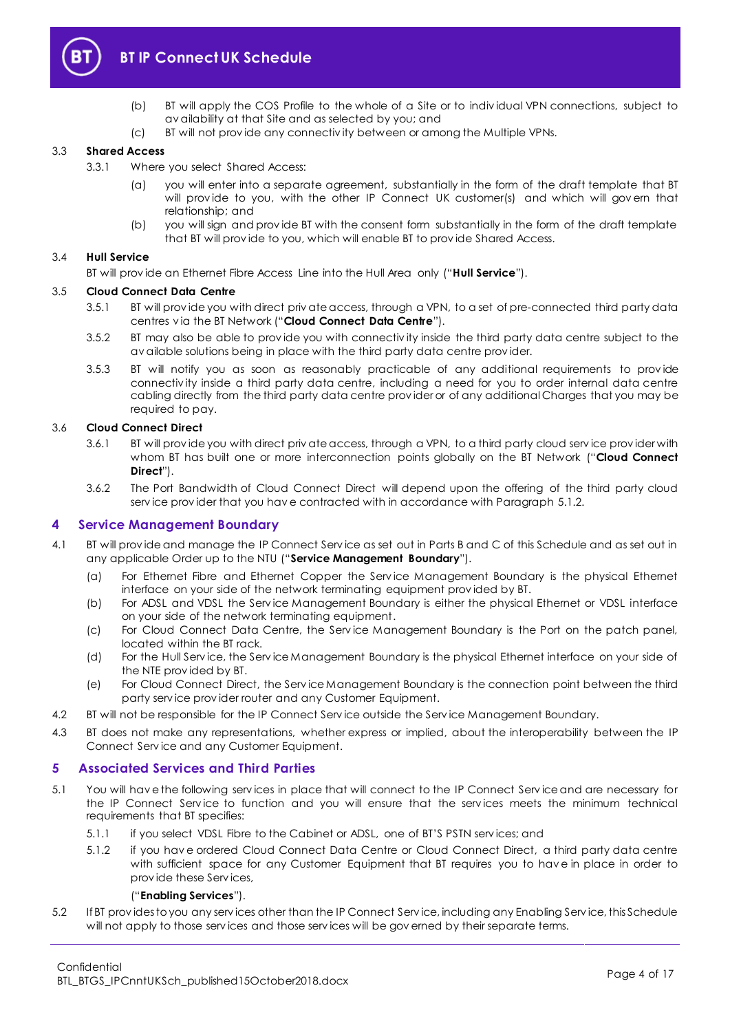(b) BT will apply the COS Profile to the whole of a Site or to individual VPN connections, subject to availability at that Site and as selected by you; and

(c) BT will not provide any connectivity between or among the Multiple VPNs.

3.3 **Shared Access**

3.3.1 Where you select Shared Access:

(a) you will enter into a separate agreement, substantially in the form of the draft template that BT will provide to you, with the other IP Connect UK customer(s) and which will govern that relationship; and

(b) you will sign and provide BT with the consent form substantially in the form of the draft template that BT will provide to you, which will enable BT to provide Shared Access.

3.4 **Hull Service**

BT will provide an Ethernet Fibre Access Line into the Hull Area only ("**Hull Service**").

3.5 **Cloud Connect Data Centre**

3.5.1 BT will provide you with direct private access, through a VPN, to a set of pre-connected third party data centres via the BT Network ("**Cloud Connect Data Centre**").

3.5.2 BT may also be able to provide you with connectivity inside the third party data centre subject to the available solutions being in place with the third party data centre provider.

3.5.3 BT will notify you as soon as reasonably practicable of any additional requirements to provide connectivity inside a third party data centre, including a need for you to order internal data centre cabling directly from the third party data centre provider or of any additional Charges that you may be required to pay.

3.6 **Cloud Connect Direct**

3.6.1 BT will provide you with direct private access, through a VPN, to a third party cloud service provider with whom BT has built one or more interconnection points globally on the BT Network ("**Cloud Connect Direct**").

3.6.2 The Port Bandwidth of Cloud Connect Direct will depend upon the offering of the third party cloud service provider that you have contracted with in accordance with Paragraph 5.1.2.

## 4 Service Management Boundary

4.1 BT will provide and manage the IP Connect Service as set out in Parts B and C of this Schedule and as set out in any applicable Order up to the NTU ("**Service Management Boundary**").

(a) For Ethernet Fibre and Ethernet Copper the Service Management Boundary is the physical Ethernet interface on your side of the network terminating equipment provided by BT.

(b) For ADSL and VDSL the Service Management Boundary is either the physical Ethernet or VDSL interface on your side of the network terminating equipment.

(c) For Cloud Connect Data Centre, the Service Management Boundary is the Port on the patch panel, located within the BT rack.

(d) For the Hull Service, the Service Management Boundary is the physical Ethernet interface on your side of the NTE provided by BT.

(e) For Cloud Connect Direct, the Service Management Boundary is the connection point between the third party service provider router and any Customer Equipment.

4.2 BT will not be responsible for the IP Connect Service outside the Service Management Boundary.

4.3 BT does not make any representations, whether express or implied, about the interoperability between the IP Connect Service and any Customer Equipment.

## 5 Associated Services and Third Parties

5.1 You will have the following services in place that will connect to the IP Connect Service and are necessary for the IP Connect Service to function and you will ensure that the services meets the minimum technical requirements that BT specifies:

5.1.1 if you select VDSL Fibre to the Cabinet or ADSL, one of BT'S PSTN services; and

5.1.2 if you have ordered Cloud Connect Data Centre or Cloud Connect Direct, a third party data centre with sufficient space for any Customer Equipment that BT requires you to have in place in order to provide these Services,

("**Enabling Services**").

5.2 If BT provides to you any services other than the IP Connect Service, including any Enabling Service, this Schedule will not apply to those services and those services will be governed by their separate terms.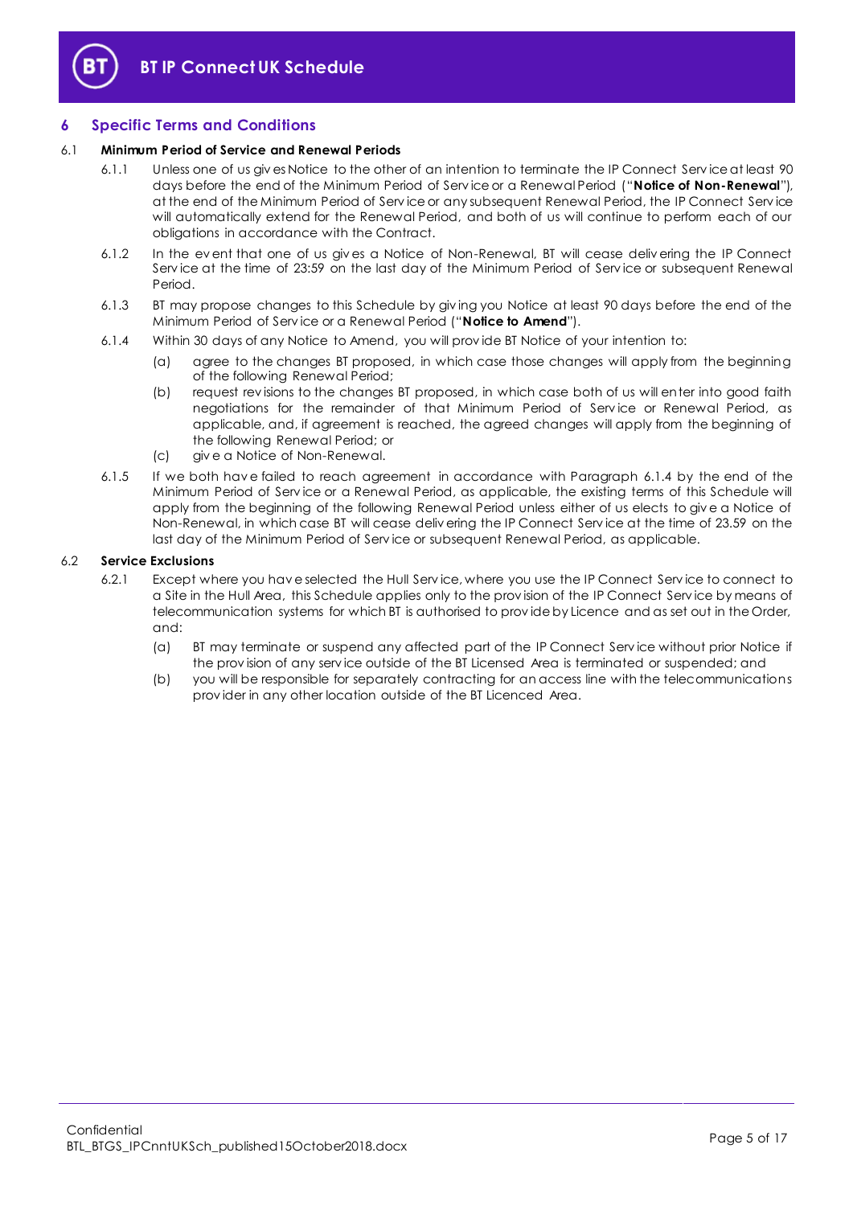## 6 Specific Terms and Conditions

### 6.1 Minimum Period of Service and Renewal Periods

6.1.1 Unless one of us gives Notice to the other of an intention to terminate the IP Connect Service at least 90 days before the end of the Minimum Period of Service or a Renewal Period ("**Notice of Non-Renewal**"), at the end of the Minimum Period of Service or any subsequent Renewal Period, the IP Connect Service will automatically extend for the Renewal Period, and both of us will continue to perform each of our obligations in accordance with the Contract.

6.1.2 In the event that one of us gives a Notice of Non-Renewal, BT will cease delivering the IP Connect Service at the time of 23:59 on the last day of the Minimum Period of Service or subsequent Renewal Period.

6.1.3 BT may propose changes to this Schedule by giving you Notice at least 90 days before the end of the Minimum Period of Service or a Renewal Period ("**Notice to Amend**").

6.1.4 Within 30 days of any Notice to Amend, you will provide BT Notice of your intention to:

(a) agree to the changes BT proposed, in which case those changes will apply from the beginning of the following Renewal Period;

(b) request revisions to the changes BT proposed, in which case both of us will enter into good faith negotiations for the remainder of that Minimum Period of Service or Renewal Period, as applicable, and, if agreement is reached, the agreed changes will apply from the beginning of the following Renewal Period; or

(c) give a Notice of Non-Renewal.

6.1.5 If we both have failed to reach agreement in accordance with Paragraph 6.1.4 by the end of the Minimum Period of Service or a Renewal Period, as applicable, the existing terms of this Schedule will apply from the beginning of the following Renewal Period unless either of us elects to give a Notice of Non-Renewal, in which case BT will cease delivering the IP Connect Service at the time of 23.59 on the last day of the Minimum Period of Service or subsequent Renewal Period, as applicable.

### 6.2 Service Exclusions

6.2.1 Except where you have selected the Hull Service, where you use the IP Connect Service to connect to a Site in the Hull Area, this Schedule applies only to the provision of the IP Connect Service by means of telecommunication systems for which BT is authorised to provide by Licence and as set out in the Order, and:

(a) BT may terminate or suspend any affected part of the IP Connect Service without prior Notice if the provision of any service outside of the BT Licensed Area is terminated or suspended; and

(b) you will be responsible for separately contracting for an access line with the telecommunications provider in any other location outside of the BT Licenced Area.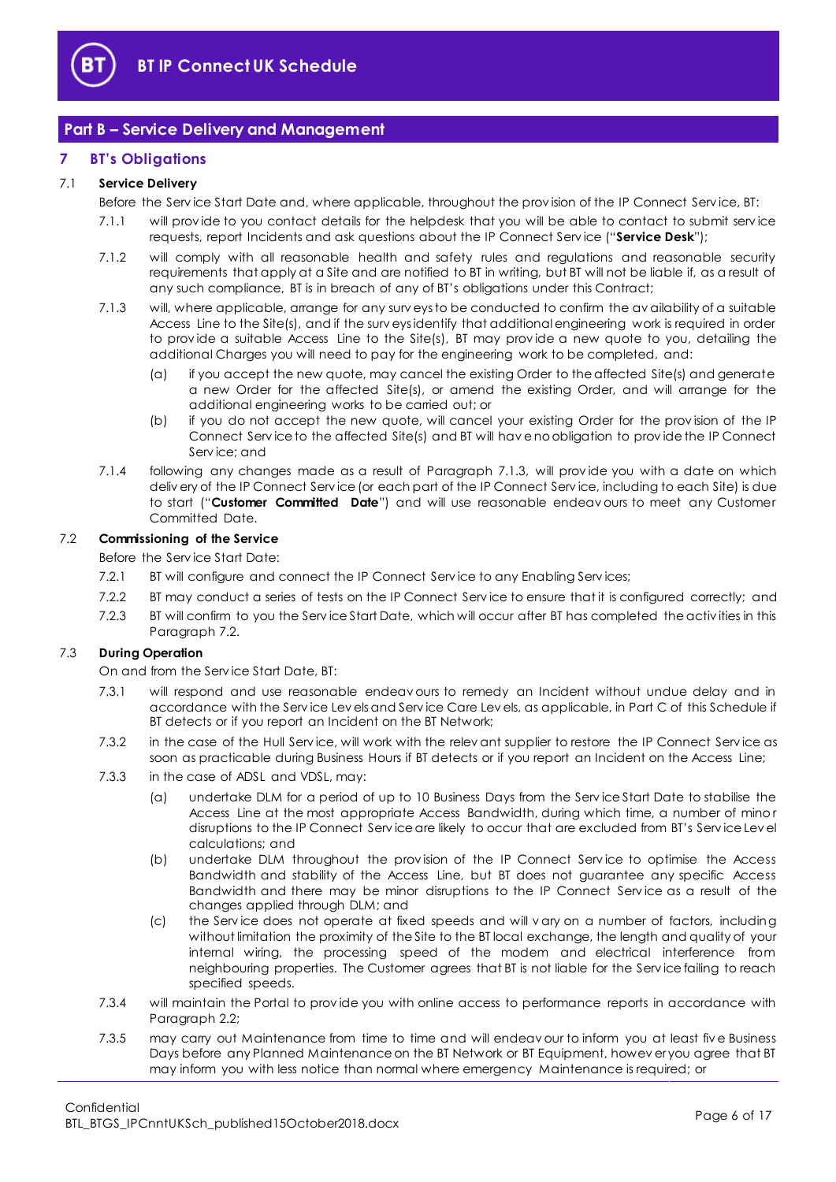## Part B – Service Delivery and Management

### 7 BT's Obligations

**7.1 Service Delivery**

Before the Service Start Date and, where applicable, throughout the provision of the IP Connect Service, BT:

7.1.1 will provide to you contact details for the helpdesk that you will be able to contact to submit service requests, report Incidents and ask questions about the IP Connect Service ("**Service Desk**");

7.1.2 will comply with all reasonable health and safety rules and regulations and reasonable security requirements that apply at a Site and are notified to BT in writing, but BT will not be liable if, as a result of any such compliance, BT is in breach of any of BT's obligations under this Contract;

7.1.3 will, where applicable, arrange for any surveys to be conducted to confirm the availability of a suitable Access Line to the Site(s), and if the surveys identify that additional engineering work is required in order to provide a suitable Access Line to the Site(s), BT may provide a new quote to you, detailing the additional Charges you will need to pay for the engineering work to be completed, and:

(a) if you accept the new quote, may cancel the existing Order to the affected Site(s) and generate a new Order for the affected Site(s), or amend the existing Order, and will arrange for the additional engineering works to be carried out; or

(b) if you do not accept the new quote, will cancel your existing Order for the provision of the IP Connect Service to the affected Site(s) and BT will have no obligation to provide the IP Connect Service; and

7.1.4 following any changes made as a result of Paragraph 7.1.3, will provide you with a date on which delivery of the IP Connect Service (or each part of the IP Connect Service, including to each Site) is due to start ("**Customer Committed Date**") and will use reasonable endeavours to meet any Customer Committed Date.

**7.2 Commissioning of the Service**

Before the Service Start Date:

7.2.1 BT will configure and connect the IP Connect Service to any Enabling Services;

7.2.2 BT may conduct a series of tests on the IP Connect Service to ensure that it is configured correctly; and

7.2.3 BT will confirm to you the Service Start Date, which will occur after BT has completed the activities in this Paragraph 7.2.

**7.3 During Operation**

On and from the Service Start Date, BT:

7.3.1 will respond and use reasonable endeavours to remedy an Incident without undue delay and in accordance with the Service Levels and Service Care Levels, as applicable, in Part C of this Schedule if BT detects or if you report an Incident on the BT Network;

7.3.2 in the case of the Hull Service, will work with the relevant supplier to restore the IP Connect Service as soon as practicable during Business Hours if BT detects or if you report an Incident on the Access Line;

7.3.3 in the case of ADSL and VDSL, may:

(a) undertake DLM for a period of up to 10 Business Days from the Service Start Date to stabilise the Access Line at the most appropriate Access Bandwidth, during which time, a number of minor disruptions to the IP Connect Service are likely to occur that are excluded from BT's Service Level calculations; and

(b) undertake DLM throughout the provision of the IP Connect Service to optimise the Access Bandwidth and stability of the Access Line, but BT does not guarantee any specific Access Bandwidth and there may be minor disruptions to the IP Connect Service as a result of the changes applied through DLM; and

(c) the Service does not operate at fixed speeds and will vary on a number of factors, including without limitation the proximity of the Site to the BT local exchange, the length and quality of your internal wiring, the processing speed of the modem and electrical interference from neighbouring properties. The Customer agrees that BT is not liable for the Service failing to reach specified speeds.

7.3.4 will maintain the Portal to provide you with online access to performance reports in accordance with Paragraph 2.2;

7.3.5 may carry out Maintenance from time to time and will endeavour to inform you at least five Business Days before any Planned Maintenance on the BT Network or BT Equipment, however you agree that BT may inform you with less notice than normal where emergency Maintenance is required; or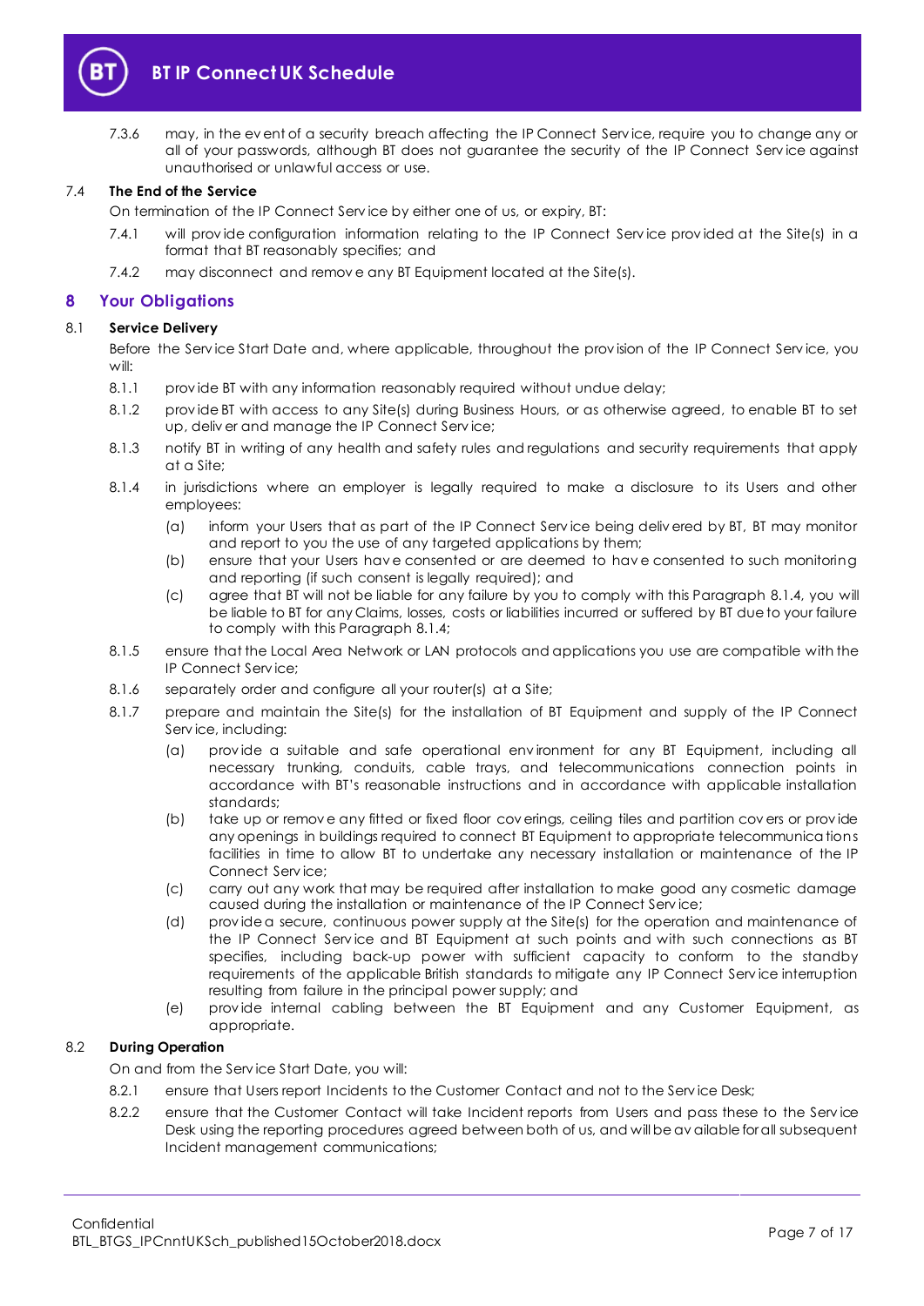7.3.6 may, in the event of a security breach affecting the IP Connect Service, require you to change any or all of your passwords, although BT does not guarantee the security of the IP Connect Service against unauthorised or unlawful access or use.

### 7.4 The End of the Service

On termination of the IP Connect Service by either one of us, or expiry, BT:

7.4.1 will provide configuration information relating to the IP Connect Service provided at the Site(s) in a format that BT reasonably specifies; and

7.4.2 may disconnect and remove any BT Equipment located at the Site(s).

## 8 Your Obligations

### 8.1 Service Delivery

Before the Service Start Date and, where applicable, throughout the provision of the IP Connect Service, you will:

8.1.1 provide BT with any information reasonably required without undue delay;

8.1.2 provide BT with access to any Site(s) during Business Hours, or as otherwise agreed, to enable BT to set up, deliver and manage the IP Connect Service;

8.1.3 notify BT in writing of any health and safety rules and regulations and security requirements that apply at a Site;

8.1.4 in jurisdictions where an employer is legally required to make a disclosure to its Users and other employees:

(a) inform your Users that as part of the IP Connect Service being delivered by BT, BT may monitor and report to you the use of any targeted applications by them;

(b) ensure that your Users have consented or are deemed to have consented to such monitoring and reporting (if such consent is legally required); and

(c) agree that BT will not be liable for any failure by you to comply with this Paragraph 8.1.4, you will be liable to BT for any Claims, losses, costs or liabilities incurred or suffered by BT due to your failure to comply with this Paragraph 8.1.4;

8.1.5 ensure that the Local Area Network or LAN protocols and applications you use are compatible with the IP Connect Service;

8.1.6 separately order and configure all your router(s) at a Site;

8.1.7 prepare and maintain the Site(s) for the installation of BT Equipment and supply of the IP Connect Service, including:

(a) provide a suitable and safe operational environment for any BT Equipment, including all necessary trunking, conduits, cable trays, and telecommunications connection points in accordance with BT's reasonable instructions and in accordance with applicable installation standards;

(b) take up or remove any fitted or fixed floor coverings, ceiling tiles and partition covers or provide any openings in buildings required to connect BT Equipment to appropriate telecommunications facilities in time to allow BT to undertake any necessary installation or maintenance of the IP Connect Service;

(c) carry out any work that may be required after installation to make good any cosmetic damage caused during the installation or maintenance of the IP Connect Service;

(d) provide a secure, continuous power supply at the Site(s) for the operation and maintenance of the IP Connect Service and BT Equipment at such points and with such connections as BT specifies, including back-up power with sufficient capacity to conform to the standby requirements of the applicable British standards to mitigate any IP Connect Service interruption resulting from failure in the principal power supply; and

(e) provide internal cabling between the BT Equipment and any Customer Equipment, as appropriate.

### 8.2 During Operation

On and from the Service Start Date, you will:

8.2.1 ensure that Users report Incidents to the Customer Contact and not to the Service Desk;

8.2.2 ensure that the Customer Contact will take Incident reports from Users and pass these to the Service Desk using the reporting procedures agreed between both of us, and will be available for all subsequent Incident management communications;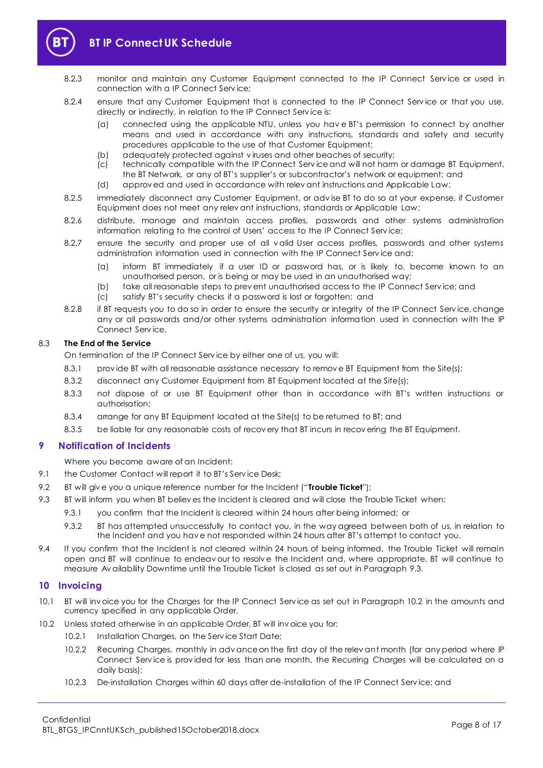8.2.3 monitor and maintain any Customer Equipment connected to the IP Connect Service or used in connection with a IP Connect Service;

8.2.4 ensure that any Customer Equipment that is connected to the IP Connect Service or that you use, directly or indirectly, in relation to the IP Connect Service is:

(a) connected using the applicable NTU, unless you have BT's permission to connect by another means and used in accordance with any instructions, standards and safety and security procedures applicable to the use of that Customer Equipment;

(b) adequately protected against viruses and other beaches of security;

(c) technically compatible with the IP Connect Service and will not harm or damage BT Equipment, the BT Network, or any of BT's supplier's or subcontractor's network or equipment; and

(d) approved and used in accordance with relevant instructions and Applicable Law;

8.2.5 immediately disconnect any Customer Equipment, or advise BT to do so at your expense, if Customer Equipment does not meet any relevant instructions, standards or Applicable Law;

8.2.6 distribute, manage and maintain access profiles, passwords and other systems administration information relating to the control of Users' access to the IP Connect Service;

8.2.7 ensure the security and proper use of all valid User access profiles, passwords and other systems administration information used in connection with the IP Connect Service and:

(a) inform BT immediately if a user ID or password has, or is likely to, become known to an unauthorised person, or is being or may be used in an unauthorised way;

(b) take all reasonable steps to prevent unauthorised access to the IP Connect Service; and

(c) satisfy BT's security checks if a password is lost or forgotten; and

8.2.8 if BT requests you to do so in order to ensure the security or integrity of the IP Connect Service, change any or all passwords and/or other systems administration information used in connection with the IP Connect Service.

8.3 **The End of the Service**

On termination of the IP Connect Service by either one of us, you will:

8.3.1 provide BT with all reasonable assistance necessary to remove BT Equipment from the Site(s);

8.3.2 disconnect any Customer Equipment from BT Equipment located at the Site(s);

8.3.3 not dispose of or use BT Equipment other than in accordance with BT's written instructions or authorisation;

8.3.4 arrange for any BT Equipment located at the Site(s) to be returned to BT; and

8.3.5 be liable for any reasonable costs of recovery that BT incurs in recovering the BT Equipment.

## 9 Notification of Incidents

Where you become aware of an Incident:

9.1 the Customer Contact will report it to BT's Service Desk;

9.2 BT will give you a unique reference number for the Incident ("**Trouble Ticket**");

9.3 BT will inform you when BT believes the Incident is cleared and will close the Trouble Ticket when:

9.3.1 you confirm that the Incident is cleared within 24 hours after being informed; or

9.3.2 BT has attempted unsuccessfully to contact you, in the way agreed between both of us, in relation to the Incident and you have not responded within 24 hours after BT's attempt to contact you.

9.4 If you confirm that the Incident is not cleared within 24 hours of being informed, the Trouble Ticket will remain open and BT will continue to endeavour to resolve the Incident and, where appropriate, BT will continue to measure Availability Downtime until the Trouble Ticket is closed as set out in Paragraph 9.3.

## 10 Invoicing

10.1 BT will invoice you for the Charges for the IP Connect Service as set out in Paragraph 10.2 in the amounts and currency specified in any applicable Order.

10.2 Unless stated otherwise in an applicable Order, BT will invoice you for:

10.2.1 Installation Charges, on the Service Start Date;

10.2.2 Recurring Charges, monthly in advance on the first day of the relevant month (for any period where IP Connect Service is provided for less than one month, the Recurring Charges will be calculated on a daily basis);

10.2.3 De-installation Charges within 60 days after de-installation of the IP Connect Service; and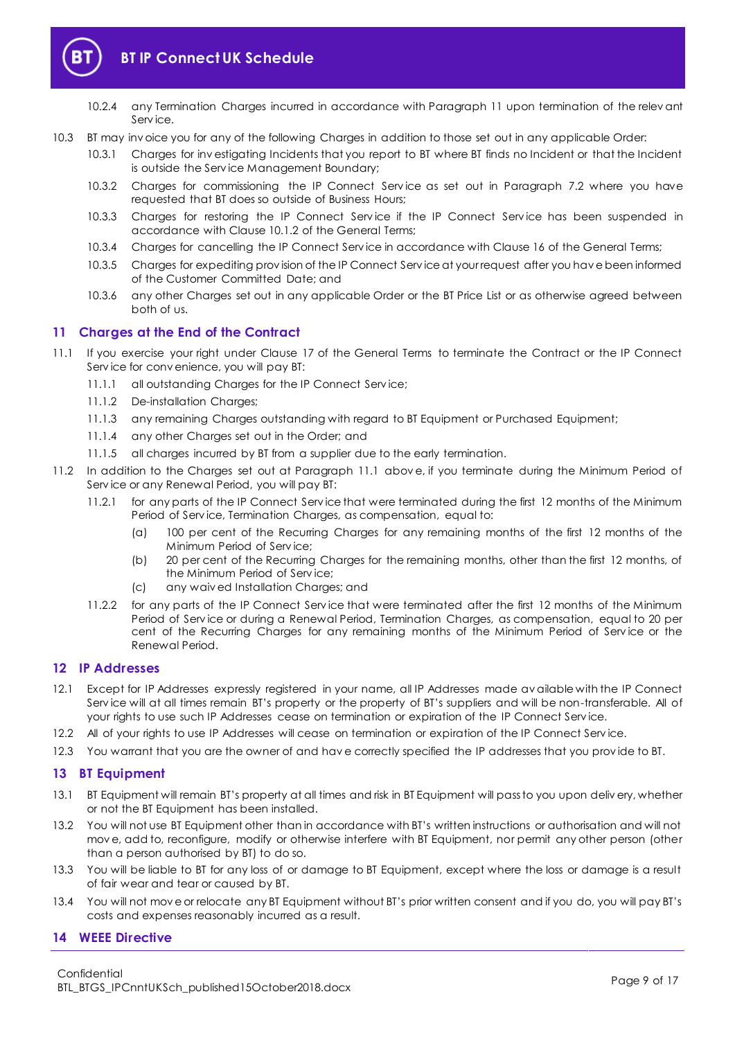10.2.4 any Termination Charges incurred in accordance with Paragraph 11 upon termination of the relevant Service.

10.3 BT may invoice you for any of the following Charges in addition to those set out in any applicable Order:

10.3.1 Charges for investigating Incidents that you report to BT where BT finds no Incident or that the Incident is outside the Service Management Boundary;

10.3.2 Charges for commissioning the IP Connect Service as set out in Paragraph 7.2 where you have requested that BT does so outside of Business Hours;

10.3.3 Charges for restoring the IP Connect Service if the IP Connect Service has been suspended in accordance with Clause 10.1.2 of the General Terms;

10.3.4 Charges for cancelling the IP Connect Service in accordance with Clause 16 of the General Terms;

10.3.5 Charges for expediting provision of the IP Connect Service at your request after you have been informed of the Customer Committed Date; and

10.3.6 any other Charges set out in any applicable Order or the BT Price List or as otherwise agreed between both of us.

## 11 Charges at the End of the Contract

11.1 If you exercise your right under Clause 17 of the General Terms to terminate the Contract or the IP Connect Service for convenience, you will pay BT:

11.1.1 all outstanding Charges for the IP Connect Service;

11.1.2 De-installation Charges;

11.1.3 any remaining Charges outstanding with regard to BT Equipment or Purchased Equipment;

11.1.4 any other Charges set out in the Order; and

11.1.5 all charges incurred by BT from a supplier due to the early termination.

11.2 In addition to the Charges set out at Paragraph 11.1 above, if you terminate during the Minimum Period of Service or any Renewal Period, you will pay BT:

11.2.1 for any parts of the IP Connect Service that were terminated during the first 12 months of the Minimum Period of Service, Termination Charges, as compensation, equal to:

(a) 100 per cent of the Recurring Charges for any remaining months of the first 12 months of the Minimum Period of Service;

(b) 20 per cent of the Recurring Charges for the remaining months, other than the first 12 months, of the Minimum Period of Service;

(c) any waived Installation Charges; and

11.2.2 for any parts of the IP Connect Service that were terminated after the first 12 months of the Minimum Period of Service or during a Renewal Period, Termination Charges, as compensation, equal to 20 per cent of the Recurring Charges for any remaining months of the Minimum Period of Service or the Renewal Period.

## 12 IP Addresses

12.1 Except for IP Addresses expressly registered in your name, all IP Addresses made available with the IP Connect Service will at all times remain BT's property or the property of BT's suppliers and will be non-transferable. All of your rights to use such IP Addresses cease on termination or expiration of the IP Connect Service.

12.2 All of your rights to use IP Addresses will cease on termination or expiration of the IP Connect Service.

12.3 You warrant that you are the owner of and have correctly specified the IP addresses that you provide to BT.

## 13 BT Equipment

13.1 BT Equipment will remain BT's property at all times and risk in BT Equipment will pass to you upon delivery, whether or not the BT Equipment has been installed.

13.2 You will not use BT Equipment other than in accordance with BT's written instructions or authorisation and will not move, add to, reconfigure, modify or otherwise interfere with BT Equipment, nor permit any other person (other than a person authorised by BT) to do so.

13.3 You will be liable to BT for any loss of or damage to BT Equipment, except where the loss or damage is a result of fair wear and tear or caused by BT.

13.4 You will not move or relocate any BT Equipment without BT's prior written consent and if you do, you will pay BT's costs and expenses reasonably incurred as a result.

## 14 WEEE Directive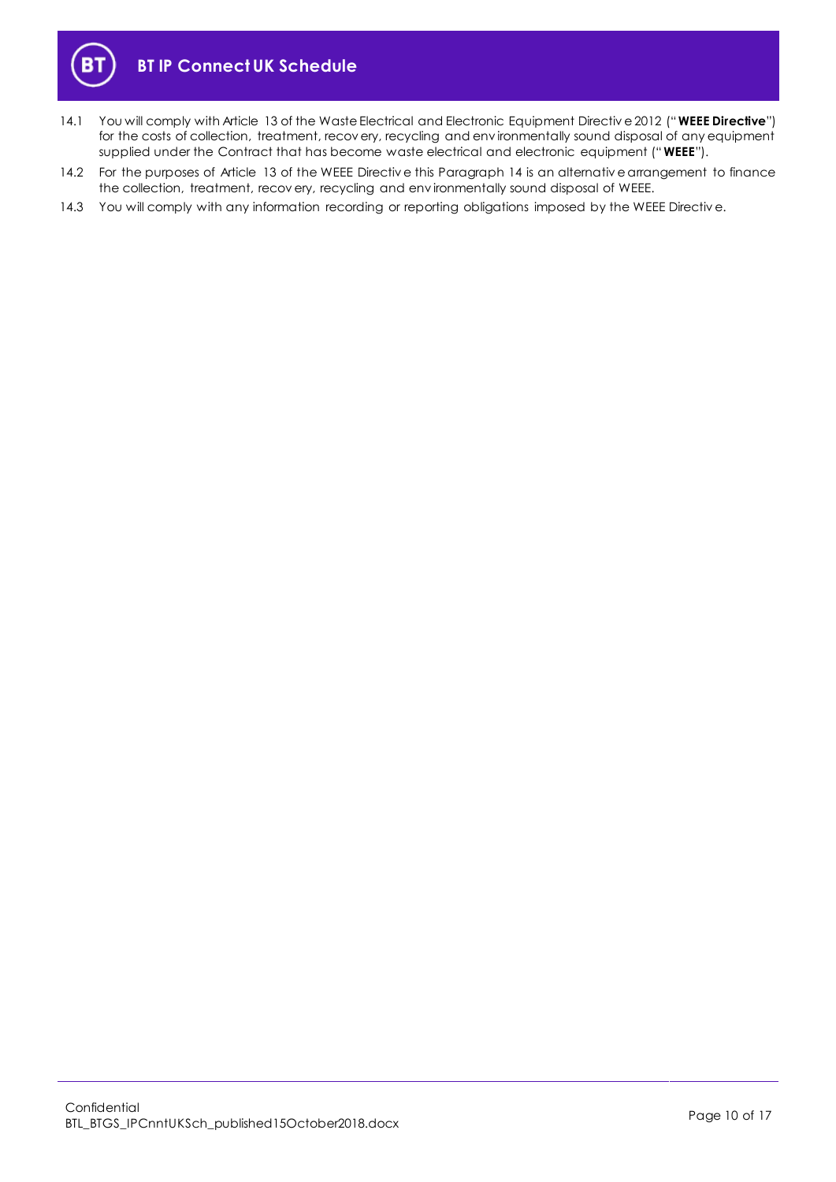14.1 You will comply with Article 13 of the Waste Electrical and Electronic Equipment Directive 2012 ("**WEEE Directive**") for the costs of collection, treatment, recovery, recycling and environmentally sound disposal of any equipment supplied under the Contract that has become waste electrical and electronic equipment ("**WEEE**").

14.2 For the purposes of Article 13 of the WEEE Directive this Paragraph 14 is an alternative arrangement to finance the collection, treatment, recovery, recycling and environmentally sound disposal of WEEE.

14.3 You will comply with any information recording or reporting obligations imposed by the WEEE Directive.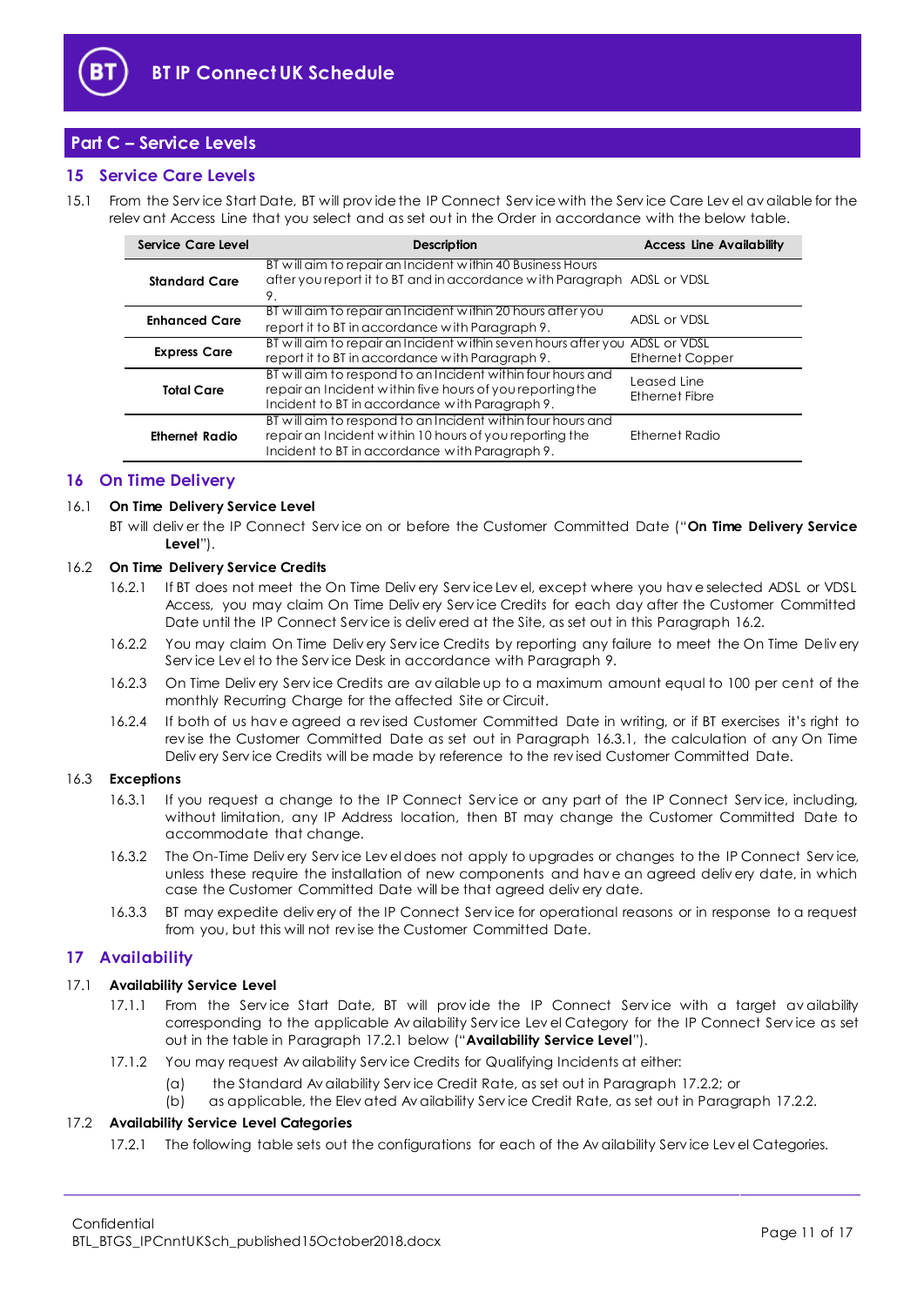## Part C – Service Levels

### 15 Service Care Levels

15.1 From the Service Start Date, BT will provide the IP Connect Service with the Service Care Level available for the relevant Access Line that you select and as set out in the Order in accordance with the below table.

| Service Care Level | Description | Access Line Availability |
|---|---|---|
| **Standard Care** | BT will aim to repair an Incident within 40 Business Hours after you report it to BT and in accordance with Paragraph 9. | ADSL or VDSL |
| **Enhanced Care** | BT will aim to repair an Incident within 20 hours after you report it to BT in accordance with Paragraph 9. | ADSL or VDSL |
| **Express Care** | BT will aim to repair an Incident within seven hours after you report it to BT in accordance with Paragraph 9. | ADSL or VDSL<br>Ethernet Copper |
| **Total Care** | BT will aim to respond to an Incident within four hours and repair an Incident within five hours of you reporting the Incident to BT in accordance with Paragraph 9. | Leased Line<br>Ethernet Fibre |
| **Ethernet Radio** | BT will aim to respond to an Incident within four hours and repair an Incident within 10 hours of you reporting the Incident to BT in accordance with Paragraph 9. | Ethernet Radio |

### 16 On Time Delivery

16.1 **On Time Delivery Service Level**

BT will deliver the IP Connect Service on or before the Customer Committed Date ("**On Time Delivery Service Level**").

16.2 **On Time Delivery Service Credits**

16.2.1 If BT does not meet the On Time Delivery Service Level, except where you have selected ADSL or VDSL Access, you may claim On Time Delivery Service Credits for each day after the Customer Committed Date until the IP Connect Service is delivered at the Site, as set out in this Paragraph 16.2.

16.2.2 You may claim On Time Delivery Service Credits by reporting any failure to meet the On Time Delivery Service Level to the Service Desk in accordance with Paragraph 9.

16.2.3 On Time Delivery Service Credits are available up to a maximum amount equal to 100 per cent of the monthly Recurring Charge for the affected Site or Circuit.

16.2.4 If both of us have agreed a revised Customer Committed Date in writing, or if BT exercises it's right to revise the Customer Committed Date as set out in Paragraph 16.3.1, the calculation of any On Time Delivery Service Credits will be made by reference to the revised Customer Committed Date.

16.3 **Exceptions**

16.3.1 If you request a change to the IP Connect Service or any part of the IP Connect Service, including, without limitation, any IP Address location, then BT may change the Customer Committed Date to accommodate that change.

16.3.2 The On-Time Delivery Service Level does not apply to upgrades or changes to the IP Connect Service, unless these require the installation of new components and have an agreed delivery date, in which case the Customer Committed Date will be that agreed delivery date.

16.3.3 BT may expedite delivery of the IP Connect Service for operational reasons or in response to a request from you, but this will not revise the Customer Committed Date.

### 17 Availability

17.1 **Availability Service Level**

17.1.1 From the Service Start Date, BT will provide the IP Connect Service with a target availability corresponding to the applicable Availability Service Level Category for the IP Connect Service as set out in the table in Paragraph 17.2.1 below ("**Availability Service Level**").

17.1.2 You may request Availability Service Credits for Qualifying Incidents at either:

(a) the Standard Availability Service Credit Rate, as set out in Paragraph 17.2.2; or

(b) as applicable, the Elevated Availability Service Credit Rate, as set out in Paragraph 17.2.2.

17.2 **Availability Service Level Categories**

17.2.1 The following table sets out the configurations for each of the Availability Service Level Categories.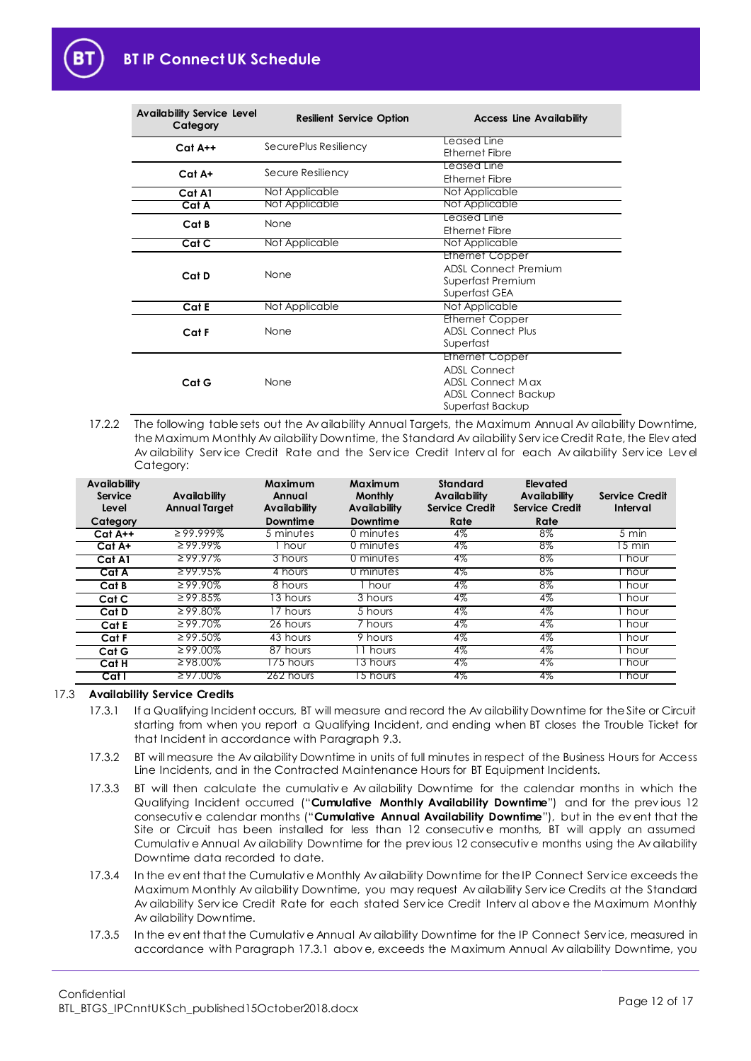| Availability Service Level Category | Resilient Service Option | Access Line Availability |
|---|---|---|
| **Cat A++** | SecurePlus Resiliency | Leased Line<br>Ethernet Fibre |
| **Cat A+** | Secure Resiliency | Leased Line<br>Ethernet Fibre |
| **Cat A1** | Not Applicable | Not Applicable |
| **Cat A** | Not Applicable | Not Applicable |
| **Cat B** | None | Leased Line<br>Ethernet Fibre |
| **Cat C** | Not Applicable | Not Applicable |
| **Cat D** | None | Ethernet Copper<br>ADSL Connect Premium<br>Superfast Premium<br>Superfast GEA |
| **Cat E** | Not Applicable | Not Applicable |
| **Cat F** | None | Ethernet Copper<br>ADSL Connect Plus<br>Superfast |
| **Cat G** | None | Ethernet Copper<br>ADSL Connect<br>ADSL Connect Max<br>ADSL Connect Backup<br>Superfast Backup |

17.2.2 The following table sets out the Availability Annual Targets, the Maximum Annual Availability Downtime, the Maximum Monthly Availability Downtime, the Standard Availability Service Credit Rate, the Elevated Availability Service Credit Rate and the Service Credit Interval for each Availability Service Level Category:

| Availability Service Level Category | Availability Annual Target | Maximum Annual Availability Downtime | Maximum Monthly Availability Downtime | Standard Availability Service Credit Rate | Elevated Availability Service Credit Rate | Service Credit Interval |
|---|---|---|---|---|---|---|
| **Cat A++** | ≥ 99.999% | 5 minutes | 0 minutes | 4% | 8% | 5 min |
| **Cat A+** | ≥ 99.99% | 1 hour | 0 minutes | 4% | 8% | 15 min |
| **Cat A1** | ≥ 99.97% | 3 hours | 0 minutes | 4% | 8% | 1 hour |
| **Cat A** | ≥ 99.95% | 4 hours | 0 minutes | 4% | 8% | 1 hour |
| **Cat B** | ≥ 99.90% | 8 hours | 1 hour | 4% | 8% | 1 hour |
| **Cat C** | ≥ 99.85% | 13 hours | 3 hours | 4% | 4% | 1 hour |
| **Cat D** | ≥ 99.80% | 17 hours | 5 hours | 4% | 4% | 1 hour |
| **Cat E** | ≥ 99.70% | 26 hours | 7 hours | 4% | 4% | 1 hour |
| **Cat F** | ≥ 99.50% | 43 hours | 9 hours | 4% | 4% | 1 hour |
| **Cat G** | ≥ 99.00% | 87 hours | 11 hours | 4% | 4% | 1 hour |
| **Cat H** | ≥ 98.00% | 175 hours | 13 hours | 4% | 4% | 1 hour |
| **Cat I** | ≥ 97.00% | 262 hours | 15 hours | 4% | 4% | 1 hour |

## 17.3 Availability Service Credits

17.3.1 If a Qualifying Incident occurs, BT will measure and record the Availability Downtime for the Site or Circuit starting from when you report a Qualifying Incident, and ending when BT closes the Trouble Ticket for that Incident in accordance with Paragraph 9.3.

17.3.2 BT will measure the Availability Downtime in units of full minutes in respect of the Business Hours for Access Line Incidents, and in the Contracted Maintenance Hours for BT Equipment Incidents.

17.3.3 BT will then calculate the cumulative Availability Downtime for the calendar months in which the Qualifying Incident occurred ("**Cumulative Monthly Availability Downtime**") and for the previous 12 consecutive calendar months ("**Cumulative Annual Availability Downtime**"), but in the event that the Site or Circuit has been installed for less than 12 consecutive months, BT will apply an assumed Cumulative Annual Availability Downtime for the previous 12 consecutive months using the Availability Downtime data recorded to date.

17.3.4 In the event that the Cumulative Monthly Availability Downtime for the IP Connect Service exceeds the Maximum Monthly Availability Downtime, you may request Availability Service Credits at the Standard Availability Service Credit Rate for each stated Service Credit Interval above the Maximum Monthly Availability Downtime.

17.3.5 In the event that the Cumulative Annual Availability Downtime for the IP Connect Service, measured in accordance with Paragraph 17.3.1 above, exceeds the Maximum Annual Availability Downtime, you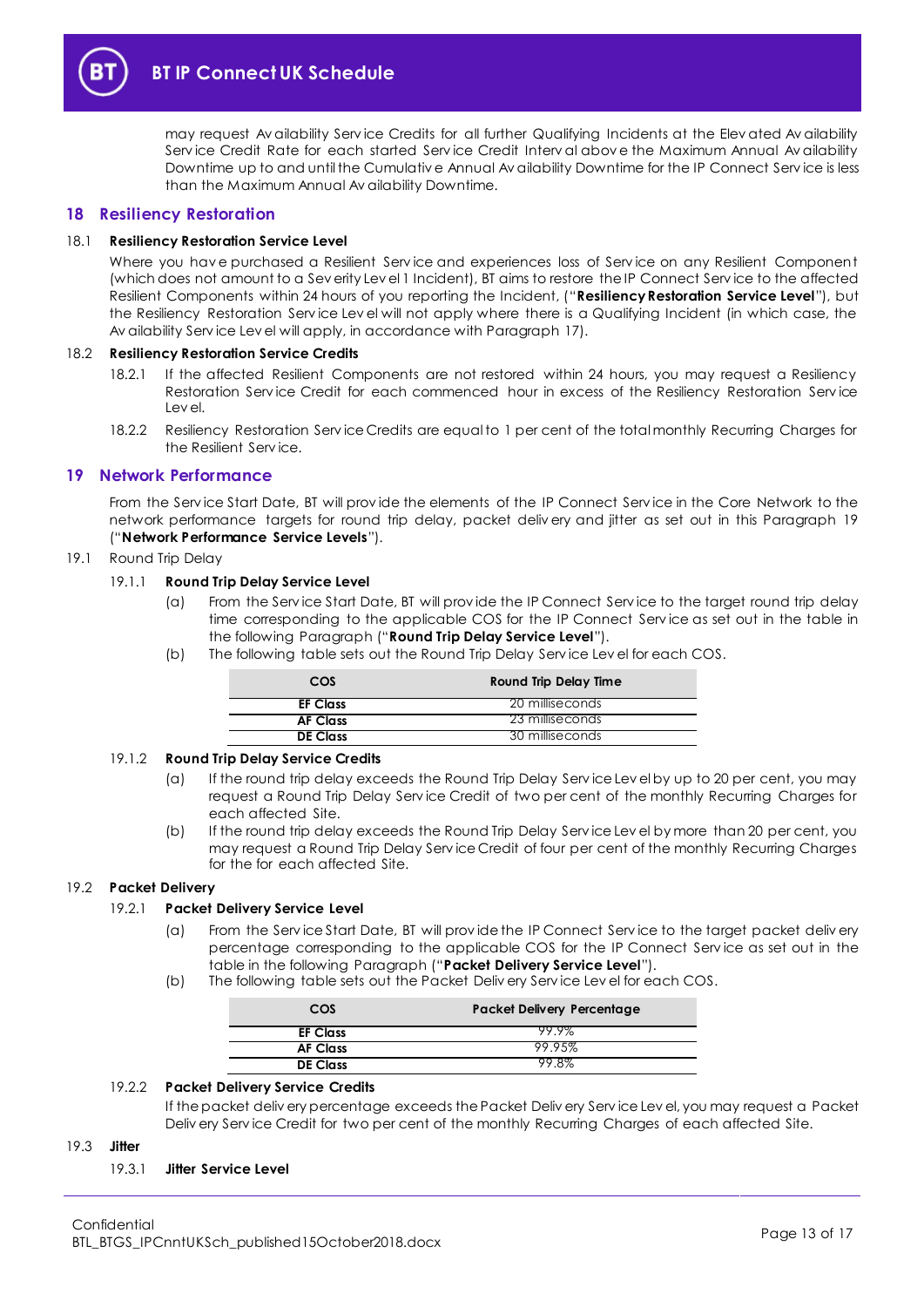may request Availability Service Credits for all further Qualifying Incidents at the Elevated Availability Service Credit Rate for each started Service Credit Interval above the Maximum Annual Availability Downtime up to and until the Cumulative Annual Availability Downtime for the IP Connect Service is less than the Maximum Annual Availability Downtime.

## 18 Resiliency Restoration

18.1 **Resiliency Restoration Service Level**

Where you have purchased a Resilient Service and experiences loss of Service on any Resilient Component (which does not amount to a Severity Level 1 Incident), BT aims to restore the IP Connect Service to the affected Resilient Components within 24 hours of you reporting the Incident, ("**Resiliency Restoration Service Level**"), but the Resiliency Restoration Service Level will not apply where there is a Qualifying Incident (in which case, the Availability Service Level will apply, in accordance with Paragraph 17).

18.2 **Resiliency Restoration Service Credits**

18.2.1 If the affected Resilient Components are not restored within 24 hours, you may request a Resiliency Restoration Service Credit for each commenced hour in excess of the Resiliency Restoration Service Level.

18.2.2 Resiliency Restoration Service Credits are equal to 1 per cent of the total monthly Recurring Charges for the Resilient Service.

## 19 Network Performance

From the Service Start Date, BT will provide the elements of the IP Connect Service in the Core Network to the network performance targets for round trip delay, packet delivery and jitter as set out in this Paragraph 19 ("**Network Performance Service Levels**").

19.1 Round Trip Delay

19.1.1 **Round Trip Delay Service Level**

(a) From the Service Start Date, BT will provide the IP Connect Service to the target round trip delay time corresponding to the applicable COS for the IP Connect Service as set out in the table in the following Paragraph ("**Round Trip Delay Service Level**").

(b) The following table sets out the Round Trip Delay Service Level for each COS.

| COS | Round Trip Delay Time |
|---|---|
| **EF Class** | 20 milliseconds |
| **AF Class** | 23 milliseconds |
| **DE Class** | 30 milliseconds |

19.1.2 **Round Trip Delay Service Credits**

(a) If the round trip delay exceeds the Round Trip Delay Service Level by up to 20 per cent, you may request a Round Trip Delay Service Credit of two per cent of the monthly Recurring Charges for each affected Site.

(b) If the round trip delay exceeds the Round Trip Delay Service Level by more than 20 per cent, you may request a Round Trip Delay Service Credit of four per cent of the monthly Recurring Charges for the for each affected Site.

19.2 **Packet Delivery**

19.2.1 **Packet Delivery Service Level**

(a) From the Service Start Date, BT will provide the IP Connect Service to the target packet delivery percentage corresponding to the applicable COS for the IP Connect Service as set out in the table in the following Paragraph ("**Packet Delivery Service Level**").

(b) The following table sets out the Packet Delivery Service Level for each COS.

| COS | Packet Delivery Percentage |
|---|---|
| **EF Class** | 99.9% |
| **AF Class** | 99.95% |
| **DE Class** | 99.8% |

19.2.2 **Packet Delivery Service Credits**

If the packet delivery percentage exceeds the Packet Delivery Service Level, you may request a Packet Delivery Service Credit for two per cent of the monthly Recurring Charges of each affected Site.

19.3 **Jitter**

19.3.1 **Jitter Service Level**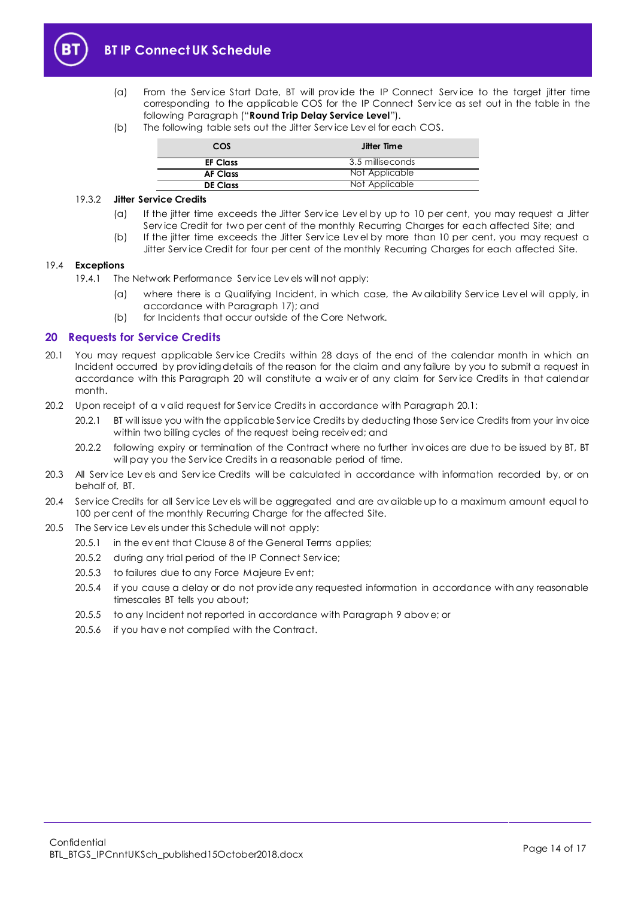(a) From the Service Start Date, BT will provide the IP Connect Service to the target jitter time corresponding to the applicable COS for the IP Connect Service as set out in the table in the following Paragraph ("**Round Trip Delay Service Level**").

(b) The following table sets out the Jitter Service Level for each COS.

| COS | Jitter Time |
|---|---|
| **EF Class** | 3.5 milliseconds |
| **AF Class** | Not Applicable |
| **DE Class** | Not Applicable |

19.3.2 **Jitter Service Credits**

(a) If the jitter time exceeds the Jitter Service Level by up to 10 per cent, you may request a Jitter Service Credit for two per cent of the monthly Recurring Charges for each affected Site; and

(b) If the jitter time exceeds the Jitter Service Level by more than 10 per cent, you may request a Jitter Service Credit for four per cent of the monthly Recurring Charges for each affected Site.

19.4 **Exceptions**

19.4.1 The Network Performance Service Levels will not apply:

(a) where there is a Qualifying Incident, in which case, the Availability Service Level will apply, in accordance with Paragraph 17); and

(b) for Incidents that occur outside of the Core Network.

## 20 Requests for Service Credits

20.1 You may request applicable Service Credits within 28 days of the end of the calendar month in which an Incident occurred by providing details of the reason for the claim and any failure by you to submit a request in accordance with this Paragraph 20 will constitute a waiver of any claim for Service Credits in that calendar month.

20.2 Upon receipt of a valid request for Service Credits in accordance with Paragraph 20.1:

20.2.1 BT will issue you with the applicable Service Credits by deducting those Service Credits from your invoice within two billing cycles of the request being received; and

20.2.2 following expiry or termination of the Contract where no further invoices are due to be issued by BT, BT will pay you the Service Credits in a reasonable period of time.

20.3 All Service Levels and Service Credits will be calculated in accordance with information recorded by, or on behalf of, BT.

20.4 Service Credits for all Service Levels will be aggregated and are available up to a maximum amount equal to 100 per cent of the monthly Recurring Charge for the affected Site.

20.5 The Service Levels under this Schedule will not apply:

20.5.1 in the event that Clause 8 of the General Terms applies;

20.5.2 during any trial period of the IP Connect Service;

20.5.3 to failures due to any Force Majeure Event;

20.5.4 if you cause a delay or do not provide any requested information in accordance with any reasonable timescales BT tells you about;

20.5.5 to any Incident not reported in accordance with Paragraph 9 above; or

20.5.6 if you have not complied with the Contract.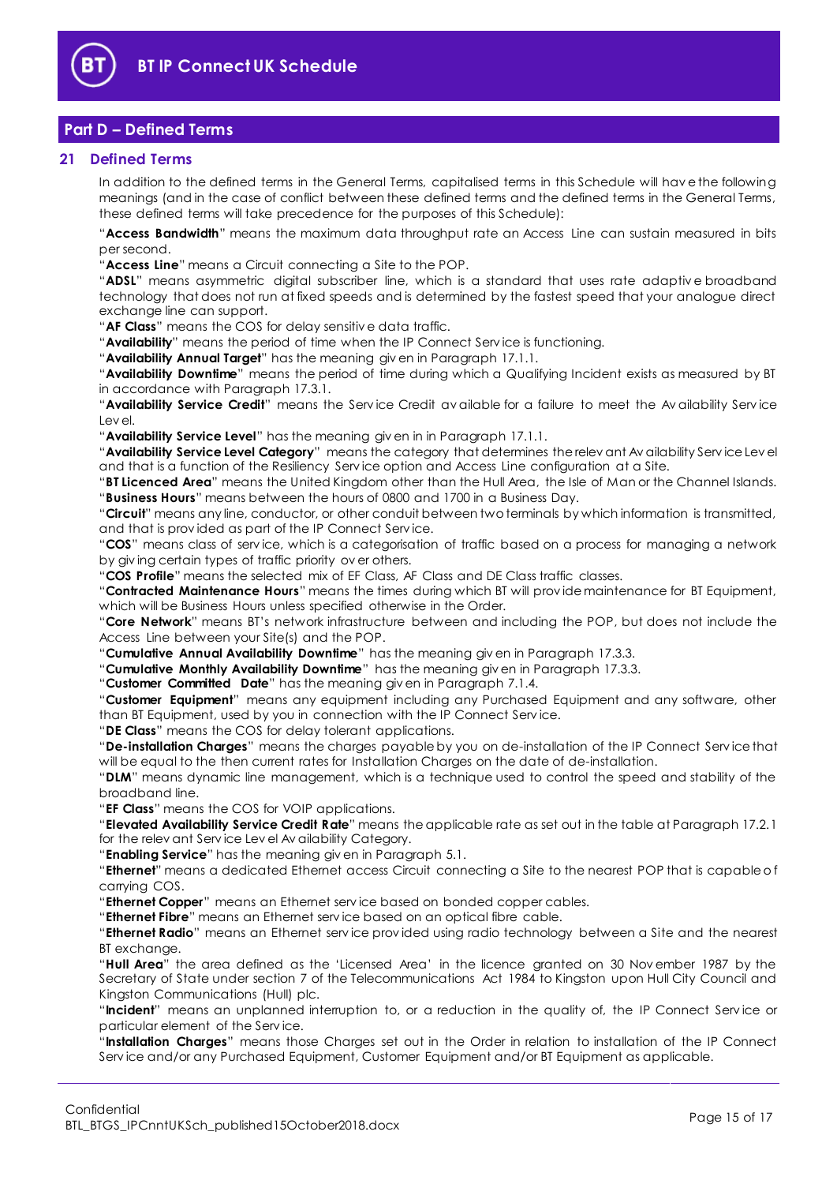## Part D – Defined Terms

### 21 Defined Terms

In addition to the defined terms in the General Terms, capitalised terms in this Schedule will have the following meanings (and in the case of conflict between these defined terms and the defined terms in the General Terms, these defined terms will take precedence for the purposes of this Schedule):

"**Access Bandwidth**" means the maximum data throughput rate an Access Line can sustain measured in bits per second.

"**Access Line**" means a Circuit connecting a Site to the POP.

"**ADSL**" means asymmetric digital subscriber line, which is a standard that uses rate adaptive broadband technology that does not run at fixed speeds and is determined by the fastest speed that your analogue direct exchange line can support.

"**AF Class**" means the COS for delay sensitive data traffic.

"**Availability**" means the period of time when the IP Connect Service is functioning.

"**Availability Annual Target**" has the meaning given in Paragraph 17.1.1.

"**Availability Downtime**" means the period of time during which a Qualifying Incident exists as measured by BT in accordance with Paragraph 17.3.1.

"**Availability Service Credit**" means the Service Credit available for a failure to meet the Availability Service Level.

"**Availability Service Level**" has the meaning given in in Paragraph 17.1.1.

"**Availability Service Level Category**" means the category that determines the relevant Availability Service Level and that is a function of the Resiliency Service option and Access Line configuration at a Site.

"**BT Licenced Area**" means the United Kingdom other than the Hull Area, the Isle of Man or the Channel Islands.

"**Business Hours**" means between the hours of 0800 and 1700 in a Business Day.

"**Circuit**" means any line, conductor, or other conduit between two terminals by which information is transmitted, and that is provided as part of the IP Connect Service.

"**COS**" means class of service, which is a categorisation of traffic based on a process for managing a network by giving certain types of traffic priority over others.

"**COS Profile**" means the selected mix of EF Class, AF Class and DE Class traffic classes.

"**Contracted Maintenance Hours**" means the times during which BT will provide maintenance for BT Equipment, which will be Business Hours unless specified otherwise in the Order.

"**Core Network**" means BT's network infrastructure between and including the POP, but does not include the Access Line between your Site(s) and the POP.

"**Cumulative Annual Availability Downtime**" has the meaning given in Paragraph 17.3.3.

"**Cumulative Monthly Availability Downtime**" has the meaning given in Paragraph 17.3.3.

"**Customer Committed Date**" has the meaning given in Paragraph 7.1.4.

"**Customer Equipment**" means any equipment including any Purchased Equipment and any software, other than BT Equipment, used by you in connection with the IP Connect Service.

"**DE Class**" means the COS for delay tolerant applications.

"**De-installation Charges**" means the charges payable by you on de-installation of the IP Connect Service that will be equal to the then current rates for Installation Charges on the date of de-installation.

"**DLM**" means dynamic line management, which is a technique used to control the speed and stability of the broadband line.

"**EF Class**" means the COS for VOIP applications.

"**Elevated Availability Service Credit Rate**" means the applicable rate as set out in the table at Paragraph 17.2.1 for the relevant Service Level Availability Category.

"**Enabling Service**" has the meaning given in Paragraph 5.1.

"**Ethernet**" means a dedicated Ethernet access Circuit connecting a Site to the nearest POP that is capable of carrying COS.

"**Ethernet Copper**" means an Ethernet service based on bonded copper cables.

"**Ethernet Fibre**" means an Ethernet service based on an optical fibre cable.

"**Ethernet Radio**" means an Ethernet service provided using radio technology between a Site and the nearest BT exchange.

"**Hull Area**" the area defined as the 'Licensed Area' in the licence granted on 30 November 1987 by the Secretary of State under section 7 of the Telecommunications Act 1984 to Kingston upon Hull City Council and Kingston Communications (Hull) plc.

"**Incident**" means an unplanned interruption to, or a reduction in the quality of, the IP Connect Service or particular element of the Service.

"**Installation Charges**" means those Charges set out in the Order in relation to installation of the IP Connect Service and/or any Purchased Equipment, Customer Equipment and/or BT Equipment as applicable.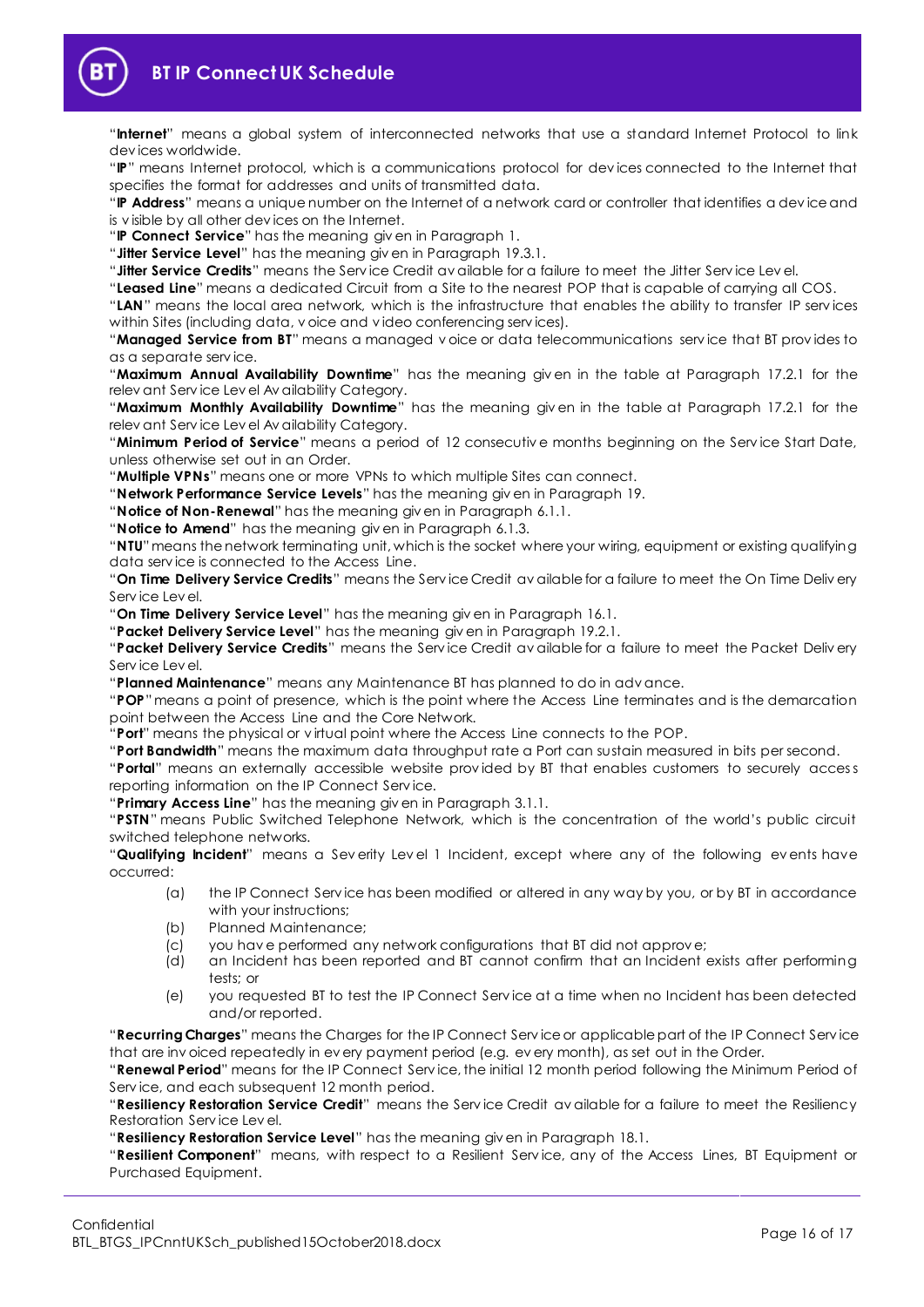"**Internet**" means a global system of interconnected networks that use a standard Internet Protocol to link devices worldwide.

"**IP**" means Internet protocol, which is a communications protocol for devices connected to the Internet that specifies the format for addresses and units of transmitted data.

"**IP Address**" means a unique number on the Internet of a network card or controller that identifies a device and is visible by all other devices on the Internet.

"**IP Connect Service**" has the meaning given in Paragraph 1.

"**Jitter Service Level**" has the meaning given in Paragraph 19.3.1.

"**Jitter Service Credits**" means the Service Credit available for a failure to meet the Jitter Service Level.

"**Leased Line**" means a dedicated Circuit from a Site to the nearest POP that is capable of carrying all COS.

"**LAN**" means the local area network, which is the infrastructure that enables the ability to transfer IP services within Sites (including data, voice and video conferencing services).

"**Managed Service from BT**" means a managed voice or data telecommunications service that BT provides to as a separate service.

"**Maximum Annual Availability Downtime**" has the meaning given in the table at Paragraph 17.2.1 for the relevant Service Level Availability Category.

"**Maximum Monthly Availability Downtime**" has the meaning given in the table at Paragraph 17.2.1 for the relevant Service Level Availability Category.

"**Minimum Period of Service**" means a period of 12 consecutive months beginning on the Service Start Date, unless otherwise set out in an Order.

"**Multiple VPNs**" means one or more VPNs to which multiple Sites can connect.

"**Network Performance Service Levels**" has the meaning given in Paragraph 19.

"**Notice of Non-Renewal**" has the meaning given in Paragraph 6.1.1.

"**Notice to Amend**" has the meaning given in Paragraph 6.1.3.

"**NTU**" means the network terminating unit, which is the socket where your wiring, equipment or existing qualifying data service is connected to the Access Line.

"**On Time Delivery Service Credits**" means the Service Credit available for a failure to meet the On Time Delivery Service Level.

"**On Time Delivery Service Level**" has the meaning given in Paragraph 16.1.

"**Packet Delivery Service Level**" has the meaning given in Paragraph 19.2.1.

"**Packet Delivery Service Credits**" means the Service Credit available for a failure to meet the Packet Delivery Service Level.

"**Planned Maintenance**" means any Maintenance BT has planned to do in advance.

"**POP**" means a point of presence, which is the point where the Access Line terminates and is the demarcation point between the Access Line and the Core Network.

"**Port**" means the physical or virtual point where the Access Line connects to the POP.

"**Port Bandwidth**" means the maximum data throughput rate a Port can sustain measured in bits per second.

"**Portal**" means an externally accessible website provided by BT that enables customers to securely access reporting information on the IP Connect Service.

"**Primary Access Line**" has the meaning given in Paragraph 3.1.1.

"**PSTN**" means Public Switched Telephone Network, which is the concentration of the world's public circuit switched telephone networks.

"**Qualifying Incident**" means a Severity Level 1 Incident, except where any of the following events have occurred:

(a) the IP Connect Service has been modified or altered in any way by you, or by BT in accordance with your instructions;

(b) Planned Maintenance;

(c) you have performed any network configurations that BT did not approve;

(d) an Incident has been reported and BT cannot confirm that an Incident exists after performing tests; or

(e) you requested BT to test the IP Connect Service at a time when no Incident has been detected and/or reported.

"**Recurring Charges**" means the Charges for the IP Connect Service or applicable part of the IP Connect Service that are invoiced repeatedly in every payment period (e.g. every month), as set out in the Order.

"**Renewal Period**" means for the IP Connect Service, the initial 12 month period following the Minimum Period of Service, and each subsequent 12 month period.

"**Resiliency Restoration Service Credit**" means the Service Credit available for a failure to meet the Resiliency Restoration Service Level.

"**Resiliency Restoration Service Level**" has the meaning given in Paragraph 18.1.

"**Resilient Component**" means, with respect to a Resilient Service, any of the Access Lines, BT Equipment or Purchased Equipment.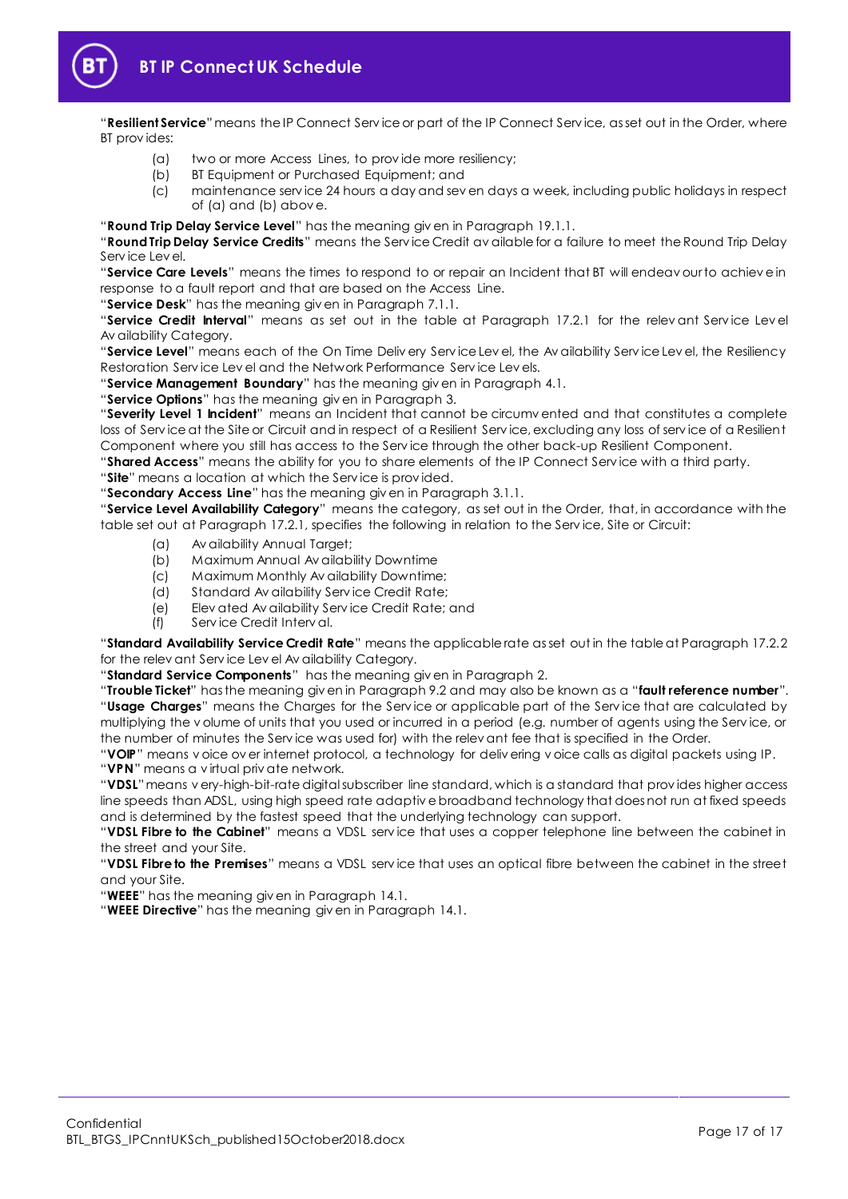"**Resilient Service**" means the IP Connect Service or part of the IP Connect Service, as set out in the Order, where BT provides:

(a) two or more Access Lines, to provide more resiliency;

(b) BT Equipment or Purchased Equipment; and

(c) maintenance service 24 hours a day and seven days a week, including public holidays in respect of (a) and (b) above.

"**Round Trip Delay Service Level**" has the meaning given in Paragraph 19.1.1.

"**Round Trip Delay Service Credits**" means the Service Credit available for a failure to meet the Round Trip Delay Service Level.

"**Service Care Levels**" means the times to respond to or repair an Incident that BT will endeavour to achieve in response to a fault report and that are based on the Access Line.

"**Service Desk**" has the meaning given in Paragraph 7.1.1.

"**Service Credit Interval**" means as set out in the table at Paragraph 17.2.1 for the relevant Service Level Availability Category.

"**Service Level**" means each of the On Time Delivery Service Level, the Availability Service Level, the Resiliency Restoration Service Level and the Network Performance Service Levels.

"**Service Management Boundary**" has the meaning given in Paragraph 4.1.

"**Service Options**" has the meaning given in Paragraph 3.

"**Severity Level 1 Incident**" means an Incident that cannot be circumvented and that constitutes a complete loss of Service at the Site or Circuit and in respect of a Resilient Service, excluding any loss of service of a Resilient Component where you still has access to the Service through the other back-up Resilient Component.

"**Shared Access**" means the ability for you to share elements of the IP Connect Service with a third party.

"**Site**" means a location at which the Service is provided.

"**Secondary Access Line**" has the meaning given in Paragraph 3.1.1.

"**Service Level Availability Category**" means the category, as set out in the Order, that, in accordance with the table set out at Paragraph 17.2.1, specifies the following in relation to the Service, Site or Circuit:

(a) Availability Annual Target;

(b) Maximum Annual Availability Downtime

(c) Maximum Monthly Availability Downtime;

(d) Standard Availability Service Credit Rate;

(e) Elevated Availability Service Credit Rate; and

(f) Service Credit Interval.

"**Standard Availability Service Credit Rate**" means the applicable rate as set out in the table at Paragraph 17.2.2 for the relevant Service Level Availability Category.

"**Standard Service Components**" has the meaning given in Paragraph 2.

"**Trouble Ticket**" has the meaning given in Paragraph 9.2 and may also be known as a "**fault reference number**".

"**Usage Charges**" means the Charges for the Service or applicable part of the Service that are calculated by multiplying the volume of units that you used or incurred in a period (e.g. number of agents using the Service, or the number of minutes the Service was used for) with the relevant fee that is specified in the Order.

"**VOIP**" means voice over internet protocol, a technology for delivering voice calls as digital packets using IP.

"**VPN**" means a virtual private network.

"**VDSL**" means very-high-bit-rate digital subscriber line standard, which is a standard that provides higher access line speeds than ADSL, using high speed rate adaptive broadband technology that does not run at fixed speeds and is determined by the fastest speed that the underlying technology can support.

"**VDSL Fibre to the Cabinet**" means a VDSL service that uses a copper telephone line between the cabinet in the street and your Site.

"**VDSL Fibre to the Premises**" means a VDSL service that uses an optical fibre between the cabinet in the street and your Site.

"**WEEE**" has the meaning given in Paragraph 14.1.

"**WEEE Directive**" has the meaning given in Paragraph 14.1.